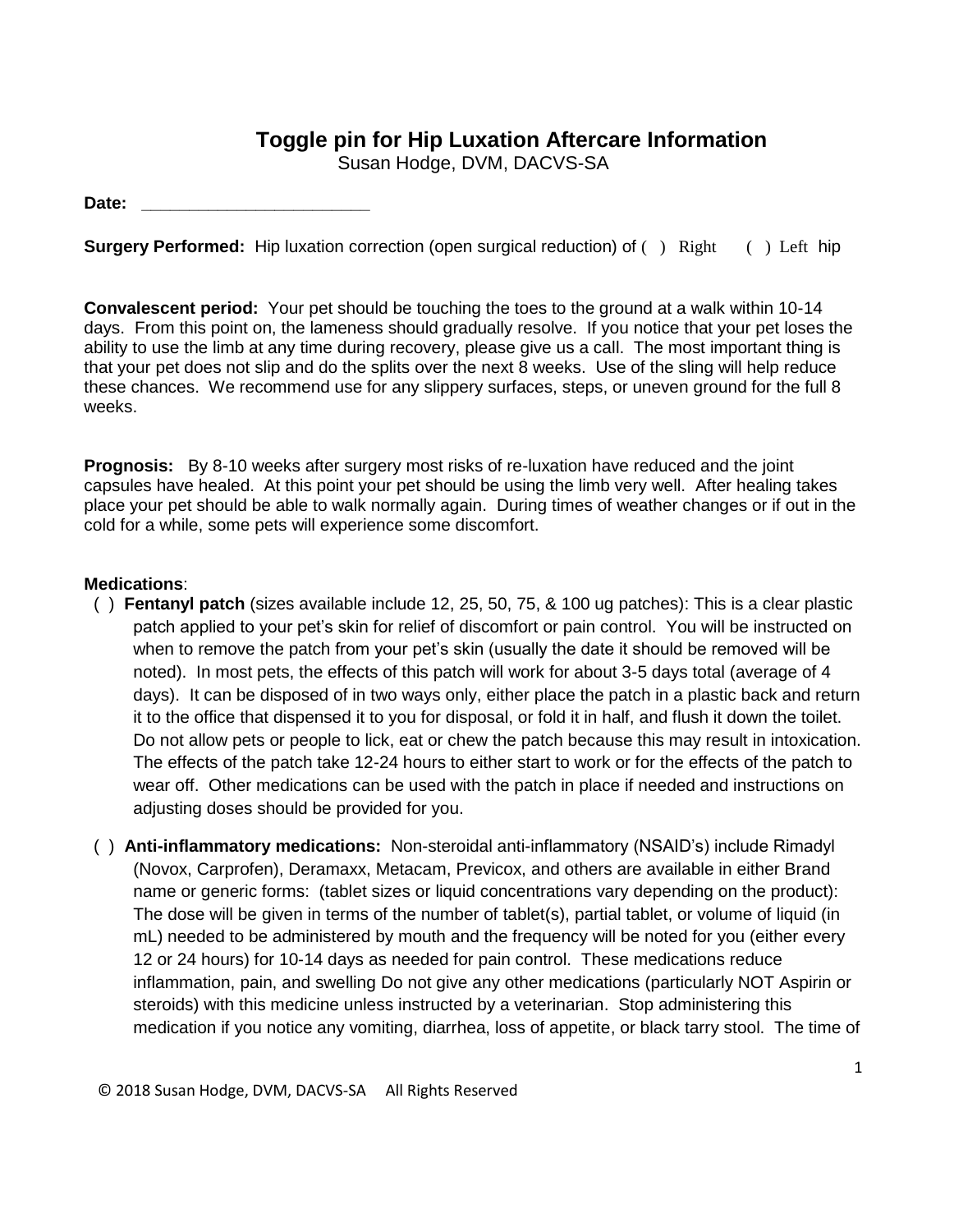# Toggle pin for Hip Luxation Aftercare Information

Susan Hodge, DVM, DACVS-SA

**Date:** ________________________

**Surgery Performed:** Hip luxation correction (open surgical reduction) of ( ) Right ( ) Left hip

**Convalescent period:** Your pet should be touching the toes to the ground at a walk within 10-14 days. From this point on, the lameness should gradually resolve. If you notice that your pet loses the ability to use the limb at any time during recovery, please give us a call. The most important thing is that your pet does not slip and do the splits over the next 8 weeks. Use of the sling will help reduce these chances. We recommend use for any slippery surfaces, steps, or uneven ground for the full 8 weeks.

**Prognosis:** By 8-10 weeks after surgery most risks of re-luxation have reduced and the joint capsules have healed. At this point your pet should be using the limb very well. After healing takes place your pet should be able to walk normally again. During times of weather changes or if out in the cold for a while, some pets will experience some discomfort.

**Medications**:

( ) **Fentanyl patch** (sizes available include 12, 25, 50, 75, & 100 ug patches): This is a clear plastic patch applied to your pet's skin for relief of discomfort or pain control. You will be instructed on when to remove the patch from your pet's skin (usually the date it should be removed will be noted). In most pets, the effects of this patch will work for about 3-5 days total (average of 4 days). It can be disposed of in two ways only, either place the patch in a plastic back and return it to the office that dispensed it to you for disposal, or fold it in half, and flush it down the toilet. Do not allow pets or people to lick, eat or chew the patch because this may result in intoxication. The effects of the patch take 12-24 hours to either start to work or for the effects of the patch to wear off. Other medications can be used with the patch in place if needed and instructions on adjusting doses should be provided for you.

( ) **Anti-inflammatory medications:** Non-steroidal anti-inflammatory (NSAID's) include Rimadyl (Novox, Carprofen), Deramaxx, Metacam, Previcox, and others are available in either Brand name or generic forms: (tablet sizes or liquid concentrations vary depending on the product): The dose will be given in terms of the number of tablet(s), partial tablet, or volume of liquid (in mL) needed to be administered by mouth and the frequency will be noted for you (either every 12 or 24 hours) for 10-14 days as needed for pain control. These medications reduce inflammation, pain, and swelling Do not give any other medications (particularly NOT Aspirin or steroids) with this medicine unless instructed by a veterinarian. Stop administering this medication if you notice any vomiting, diarrhea, loss of appetite, or black tarry stool. The time of

© 2018 Susan Hodge, DVM, DACVS-SA All Rights Reserved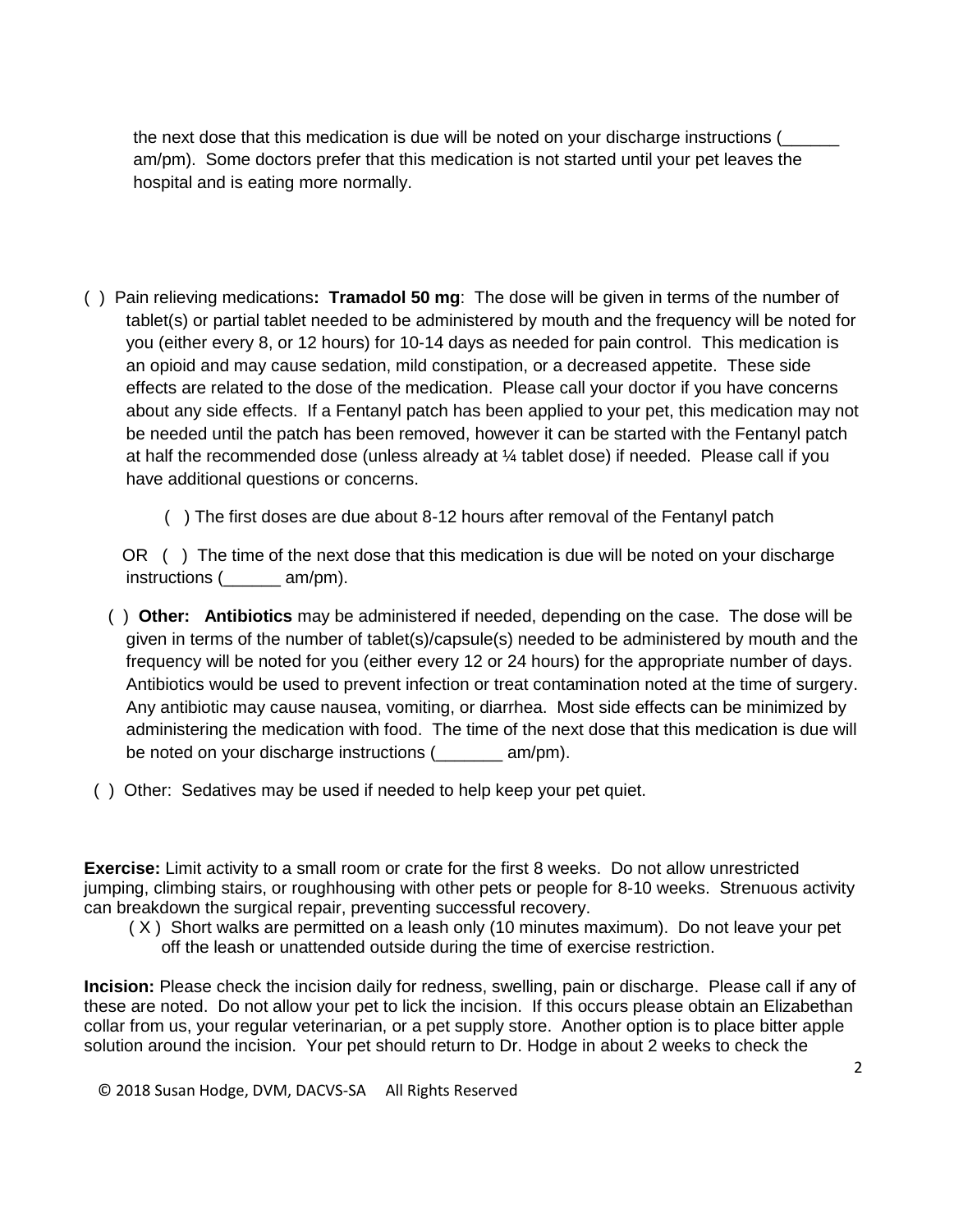the next dose that this medication is due will be noted on your discharge instructions (______ am/pm). Some doctors prefer that this medication is not started until your pet leaves the hospital and is eating more normally.

( ) Pain relieving medications**: Tramadol 50 mg**: The dose will be given in terms of the number of tablet(s) or partial tablet needed to be administered by mouth and the frequency will be noted for you (either every 8, or 12 hours) for 10-14 days as needed for pain control. This medication is an opioid and may cause sedation, mild constipation, or a decreased appetite. These side effects are related to the dose of the medication. Please call your doctor if you have concerns about any side effects. If a Fentanyl patch has been applied to your pet, this medication may not be needed until the patch has been removed, however it can be started with the Fentanyl patch at half the recommended dose (unless already at ¼ tablet dose) if needed. Please call if you have additional questions or concerns.

( ) The first doses are due about 8-12 hours after removal of the Fentanyl patch

OR ( ) The time of the next dose that this medication is due will be noted on your discharge instructions (______ am/pm).

( ) **Other: Antibiotics** may be administered if needed, depending on the case. The dose will be given in terms of the number of tablet(s)/capsule(s) needed to be administered by mouth and the frequency will be noted for you (either every 12 or 24 hours) for the appropriate number of days. Antibiotics would be used to prevent infection or treat contamination noted at the time of surgery. Any antibiotic may cause nausea, vomiting, or diarrhea. Most side effects can be minimized by administering the medication with food. The time of the next dose that this medication is due will be noted on your discharge instructions (_______ am/pm).

( ) Other: Sedatives may be used if needed to help keep your pet quiet.

**Exercise:** Limit activity to a small room or crate for the first 8 weeks. Do not allow unrestricted jumping, climbing stairs, or roughhousing with other pets or people for 8-10 weeks. Strenuous activity can breakdown the surgical repair, preventing successful recovery.

( X ) Short walks are permitted on a leash only (10 minutes maximum). Do not leave your pet off the leash or unattended outside during the time of exercise restriction.

**Incision:** Please check the incision daily for redness, swelling, pain or discharge. Please call if any of these are noted. Do not allow your pet to lick the incision. If this occurs please obtain an Elizabethan collar from us, your regular veterinarian, or a pet supply store. Another option is to place bitter apple solution around the incision. Your pet should return to Dr. Hodge in about 2 weeks to check the

© 2018 Susan Hodge, DVM, DACVS-SA All Rights Reserved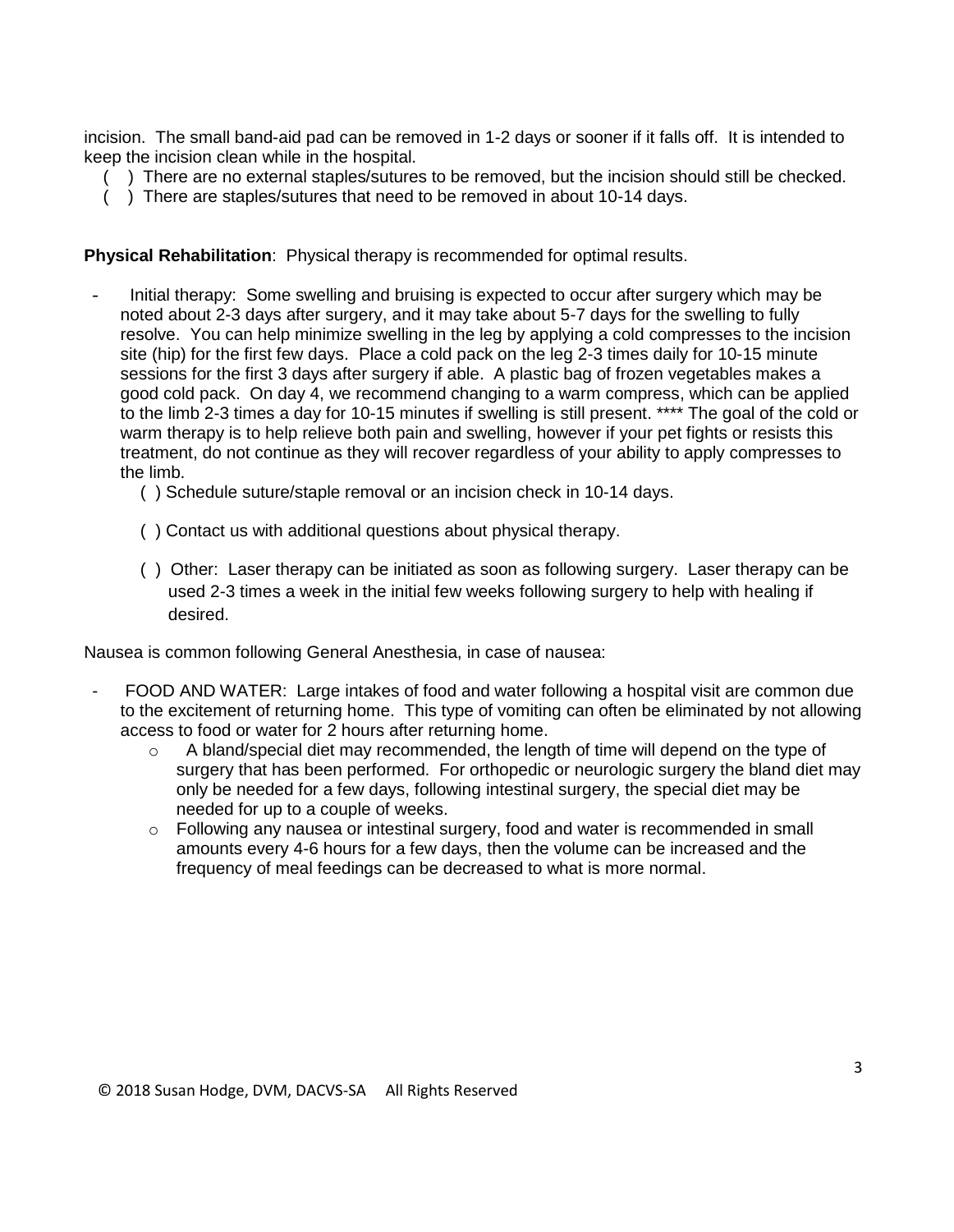incision. The small band-aid pad can be removed in 1-2 days or sooner if it falls off. It is intended to keep the incision clean while in the hospital.

( ) There are no external staples/sutures to be removed, but the incision should still be checked.
( ) There are staples/sutures that need to be removed in about 10-14 days.

**Physical Rehabilitation**: Physical therapy is recommended for optimal results.

- Initial therapy: Some swelling and bruising is expected to occur after surgery which may be noted about 2-3 days after surgery, and it may take about 5-7 days for the swelling to fully resolve. You can help minimize swelling in the leg by applying a cold compresses to the incision site (hip) for the first few days. Place a cold pack on the leg 2-3 times daily for 10-15 minute sessions for the first 3 days after surgery if able. A plastic bag of frozen vegetables makes a good cold pack. On day 4, we recommend changing to a warm compress, which can be applied to the limb 2-3 times a day for 10-15 minutes if swelling is still present. **** The goal of the cold or warm therapy is to help relieve both pain and swelling, however if your pet fights or resists this treatment, do not continue as they will recover regardless of your ability to apply compresses to the limb.

  ( ) Schedule suture/staple removal or an incision check in 10-14 days.

  ( ) Contact us with additional questions about physical therapy.

  ( ) Other: Laser therapy can be initiated as soon as following surgery. Laser therapy can be used 2-3 times a week in the initial few weeks following surgery to help with healing if desired.

Nausea is common following General Anesthesia, in case of nausea:

- FOOD AND WATER: Large intakes of food and water following a hospital visit are common due to the excitement of returning home. This type of vomiting can often be eliminated by not allowing access to food or water for 2 hours after returning home.
  - A bland/special diet may recommended, the length of time will depend on the type of surgery that has been performed. For orthopedic or neurologic surgery the bland diet may only be needed for a few days, following intestinal surgery, the special diet may be needed for up to a couple of weeks.
  - Following any nausea or intestinal surgery, food and water is recommended in small amounts every 4-6 hours for a few days, then the volume can be increased and the frequency of meal feedings can be decreased to what is more normal.

© 2018 Susan Hodge, DVM, DACVS-SA All Rights Reserved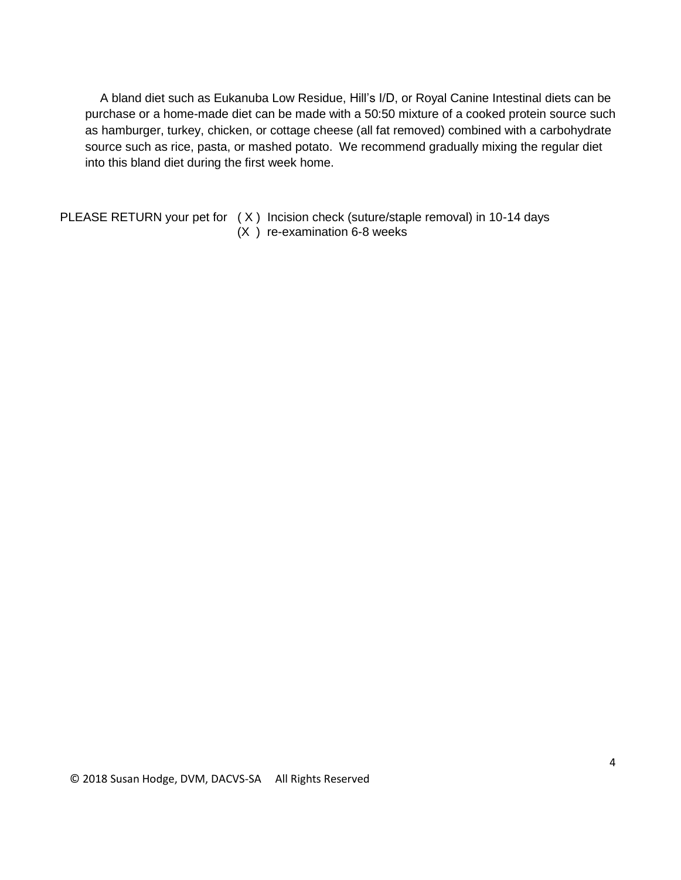A bland diet such as Eukanuba Low Residue, Hill's I/D, or Royal Canine Intestinal diets can be purchase or a home-made diet can be made with a 50:50 mixture of a cooked protein source such as hamburger, turkey, chicken, or cottage cheese (all fat removed) combined with a carbohydrate source such as rice, pasta, or mashed potato. We recommend gradually mixing the regular diet into this bland diet during the first week home.

PLEASE RETURN your pet for ( X ) Incision check (suture/staple removal) in 10-14 days
(X ) re-examination 6-8 weeks

© 2018 Susan Hodge, DVM, DACVS-SA All Rights Reserved